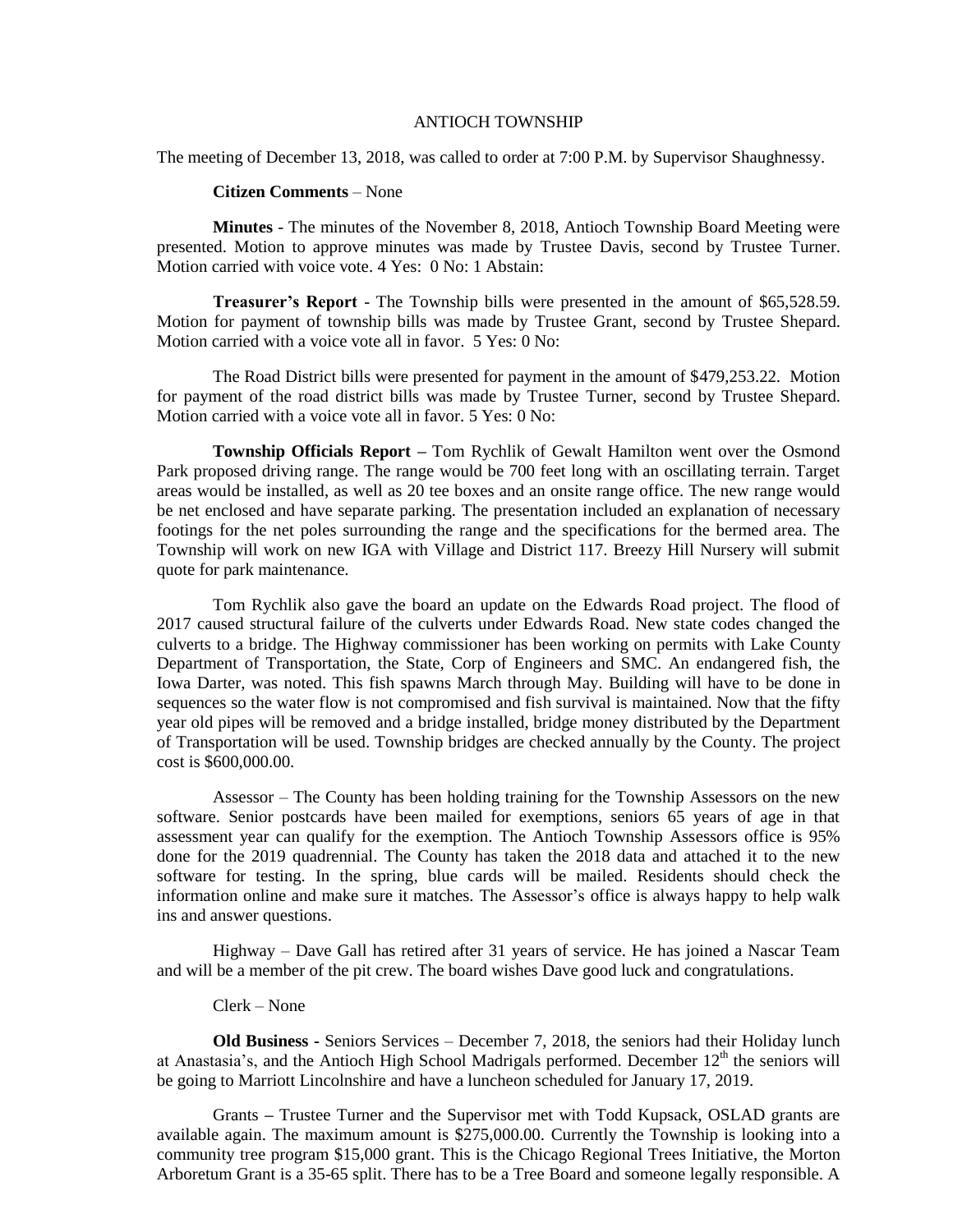# ANTIOCH TOWNSHIP

The meeting of December 13, 2018, was called to order at 7:00 P.M. by Supervisor Shaughnessy.

**Citizen Comments** – None

**Minutes** - The minutes of the November 8, 2018, Antioch Township Board Meeting were presented. Motion to approve minutes was made by Trustee Davis, second by Trustee Turner. Motion carried with voice vote. 4 Yes: 0 No: 1 Abstain:

**Treasurer's Report** - The Township bills were presented in the amount of $65,528.59. Motion for payment of township bills was made by Trustee Grant, second by Trustee Shepard. Motion carried with a voice vote all in favor. 5 Yes: 0 No:

The Road District bills were presented for payment in the amount of $479,253.22. Motion for payment of the road district bills was made by Trustee Turner, second by Trustee Shepard. Motion carried with a voice vote all in favor. 5 Yes: 0 No:

**Township Officials Report –** Tom Rychlik of Gewalt Hamilton went over the Osmond Park proposed driving range. The range would be 700 feet long with an oscillating terrain. Target areas would be installed, as well as 20 tee boxes and an onsite range office. The new range would be net enclosed and have separate parking. The presentation included an explanation of necessary footings for the net poles surrounding the range and the specifications for the bermed area. The Township will work on new IGA with Village and District 117. Breezy Hill Nursery will submit quote for park maintenance.

Tom Rychlik also gave the board an update on the Edwards Road project. The flood of 2017 caused structural failure of the culverts under Edwards Road. New state codes changed the culverts to a bridge. The Highway commissioner has been working on permits with Lake County Department of Transportation, the State, Corp of Engineers and SMC. An endangered fish, the Iowa Darter, was noted. This fish spawns March through May. Building will have to be done in sequences so the water flow is not compromised and fish survival is maintained. Now that the fifty year old pipes will be removed and a bridge installed, bridge money distributed by the Department of Transportation will be used. Township bridges are checked annually by the County. The project cost is $600,000.00.

Assessor – The County has been holding training for the Township Assessors on the new software. Senior postcards have been mailed for exemptions, seniors 65 years of age in that assessment year can qualify for the exemption. The Antioch Township Assessors office is 95% done for the 2019 quadrennial. The County has taken the 2018 data and attached it to the new software for testing. In the spring, blue cards will be mailed. Residents should check the information online and make sure it matches. The Assessor's office is always happy to help walk ins and answer questions.

Highway – Dave Gall has retired after 31 years of service. He has joined a Nascar Team and will be a member of the pit crew. The board wishes Dave good luck and congratulations.

Clerk – None

**Old Business -** Seniors Services – December 7, 2018, the seniors had their Holiday lunch at Anastasia's, and the Antioch High School Madrigals performed. December 12th the seniors will be going to Marriott Lincolnshire and have a luncheon scheduled for January 17, 2019.

Grants – Trustee Turner and the Supervisor met with Todd Kupsack, OSLAD grants are available again. The maximum amount is $275,000.00. Currently the Township is looking into a community tree program $15,000 grant. This is the Chicago Regional Trees Initiative, the Morton Arboretum Grant is a 35-65 split. There has to be a Tree Board and someone legally responsible. A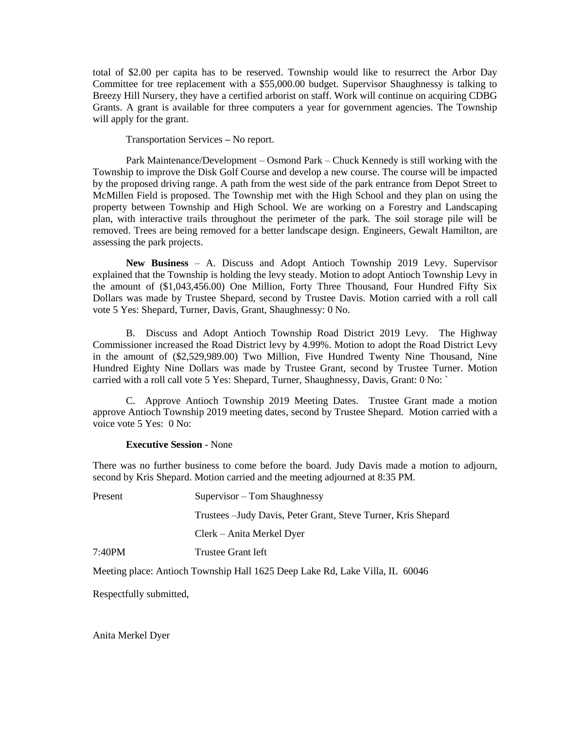total of \$2.00 per capita has to be reserved. Township would like to resurrect the Arbor Day Committee for tree replacement with a \$55,000.00 budget. Supervisor Shaughnessy is talking to Breezy Hill Nursery, they have a certified arborist on staff. Work will continue on acquiring CDBG Grants. A grant is available for three computers a year for government agencies. The Township will apply for the grant.

Transportation Services **–** No report.

Park Maintenance/Development – Osmond Park – Chuck Kennedy is still working with the Township to improve the Disk Golf Course and develop a new course. The course will be impacted by the proposed driving range. A path from the west side of the park entrance from Depot Street to McMillen Field is proposed. The Township met with the High School and they plan on using the property between Township and High School. We are working on a Forestry and Landscaping plan, with interactive trails throughout the perimeter of the park. The soil storage pile will be removed. Trees are being removed for a better landscape design. Engineers, Gewalt Hamilton, are assessing the park projects.

**New Business** – A. Discuss and Adopt Antioch Township 2019 Levy. Supervisor explained that the Township is holding the levy steady. Motion to adopt Antioch Township Levy in the amount of (\$1,043,456.00) One Million, Forty Three Thousand, Four Hundred Fifty Six Dollars was made by Trustee Shepard, second by Trustee Davis. Motion carried with a roll call vote 5 Yes: Shepard, Turner, Davis, Grant, Shaughnessy: 0 No.

B. Discuss and Adopt Antioch Township Road District 2019 Levy. The Highway Commissioner increased the Road District levy by 4.99%. Motion to adopt the Road District Levy in the amount of (\$2,529,989.00) Two Million, Five Hundred Twenty Nine Thousand, Nine Hundred Eighty Nine Dollars was made by Trustee Grant, second by Trustee Turner. Motion carried with a roll call vote 5 Yes: Shepard, Turner, Shaughnessy, Davis, Grant: 0 No: `

C. Approve Antioch Township 2019 Meeting Dates. Trustee Grant made a motion approve Antioch Township 2019 meeting dates, second by Trustee Shepard. Motion carried with a voice vote 5 Yes: 0 No:

**Executive Session** - None

There was no further business to come before the board. Judy Davis made a motion to adjourn, second by Kris Shepard. Motion carried and the meeting adjourned at 8:35 PM.

Present Supervisor – Tom Shaughnessy

Trustees –Judy Davis, Peter Grant, Steve Turner, Kris Shepard

Clerk – Anita Merkel Dyer

7:40PM Trustee Grant left

Meeting place: Antioch Township Hall 1625 Deep Lake Rd, Lake Villa, IL 60046

Respectfully submitted,

Anita Merkel Dyer